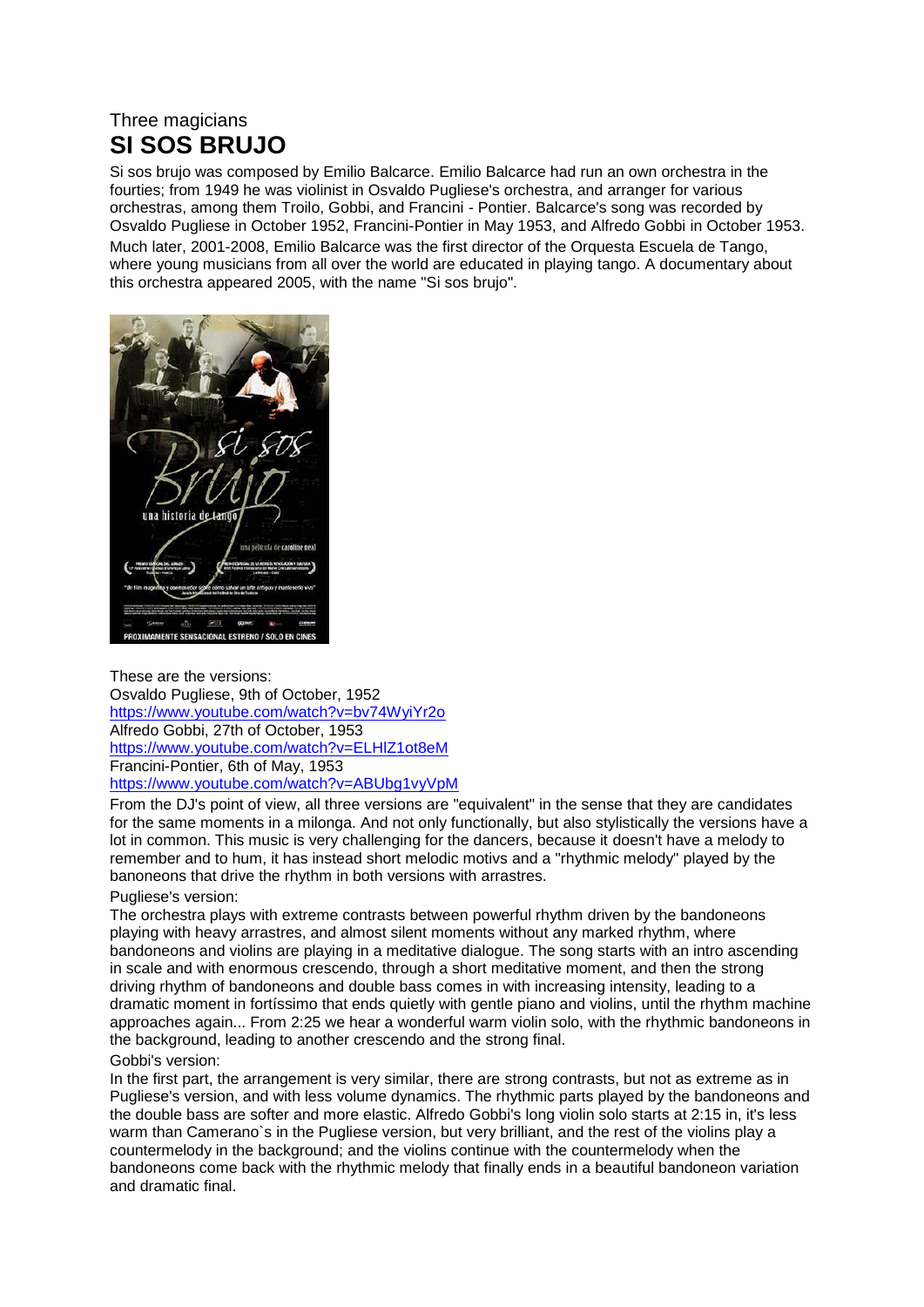Three magicians

# SI SOS BRUJO

Si sos brujo was composed by Emilio Balcarce. Emilio Balcarce had run an own orchestra in the fourties; from 1949 he was violinist in Osvaldo Pugliese's orchestra, and arranger for various orchestras, among them Troilo, Gobbi, and Francini - Pontier. Balcarce's song was recorded by Osvaldo Pugliese in October 1952, Francini-Pontier in May 1953, and Alfredo Gobbi in October 1953.

Much later, 2001-2008, Emilio Balcarce was the first director of the Orquesta Escuela de Tango, where young musicians from all over the world are educated in playing tango. A documentary about this orchestra appeared 2005, with the name "Si sos brujo".

These are the versions:
Osvaldo Pugliese, 9th of October, 1952
https://www.youtube.com/watch?v=bv74WyiYr2o
Alfredo Gobbi, 27th of October, 1953
https://www.youtube.com/watch?v=ELHlZ1ot8eM
Francini-Pontier, 6th of May, 1953
https://www.youtube.com/watch?v=ABUbg1vyVpM

From the DJ's point of view, all three versions are "equivalent" in the sense that they are candidates for the same moments in a milonga. And not only functionally, but also stylistically the versions have a lot in common. This music is very challenging for the dancers, because it doesn't have a melody to remember and to hum, it has instead short melodic motivs and a "rhythmic melody" played by the banoneons that drive the rhythm in both versions with arrastres.

Pugliese's version:
The orchestra plays with extreme contrasts between powerful rhythm driven by the bandoneons playing with heavy arrastres, and almost silent moments without any marked rhythm, where bandoneons and violins are playing in a meditative dialogue. The song starts with an intro ascending in scale and with enormous crescendo, through a short meditative moment, and then the strong driving rhythm of bandoneons and double bass comes in with increasing intensity, leading to a dramatic moment in fortíssimo that ends quietly with gentle piano and violins, until the rhythm machine approaches again... From 2:25 we hear a wonderful warm violin solo, with the rhythmic bandoneons in the background, leading to another crescendo and the strong final.

Gobbi's version:
In the first part, the arrangement is very similar, there are strong contrasts, but not as extreme as in Pugliese's version, and with less volume dynamics. The rhythmic parts played by the bandoneons and the double bass are softer and more elastic. Alfredo Gobbi's long violin solo starts at 2:15 in, it's less warm than Camerano`s in the Pugliese version, but very brilliant, and the rest of the violins play a countermelody in the background; and the violins continue with the countermelody when the bandoneons come back with the rhythmic melody that finally ends in a beautiful bandoneon variation and dramatic final.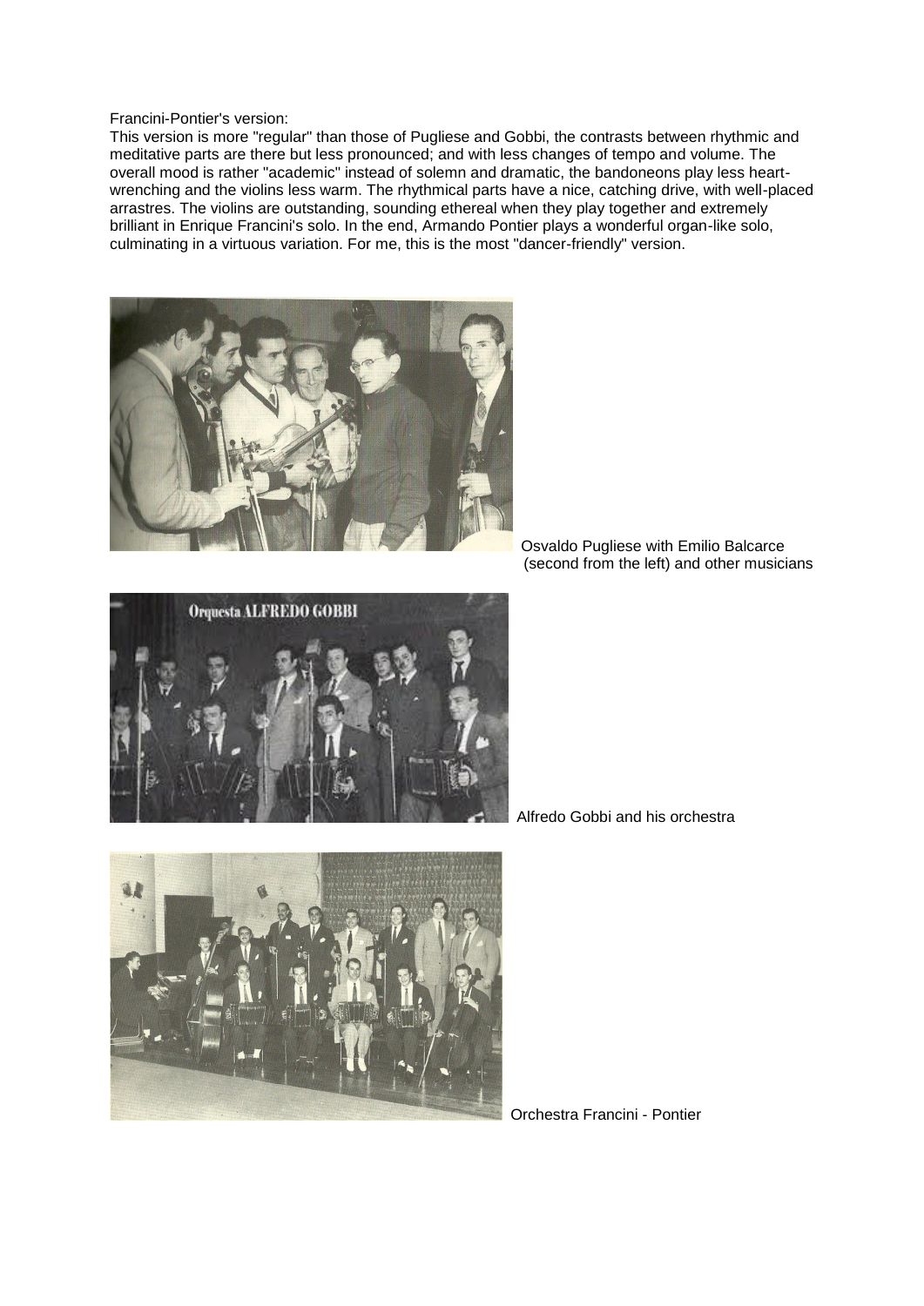Francini-Pontier's version:

This version is more "regular" than those of Pugliese and Gobbi, the contrasts between rhythmic and meditative parts are there but less pronounced; and with less changes of tempo and volume. The overall mood is rather "academic" instead of solemn and dramatic, the bandoneons play less heart-wrenching and the violins less warm. The rhythmical parts have a nice, catching drive, with well-placed arrastres. The violins are outstanding, sounding ethereal when they play together and extremely brilliant in Enrique Francini's solo. In the end, Armando Pontier plays a wonderful organ-like solo, culminating in a virtuous variation. For me, this is the most "dancer-friendly" version.

Osvaldo Pugliese with Emilio Balcarce (second from the left) and other musicians

Alfredo Gobbi and his orchestra

Orchestra Francini - Pontier